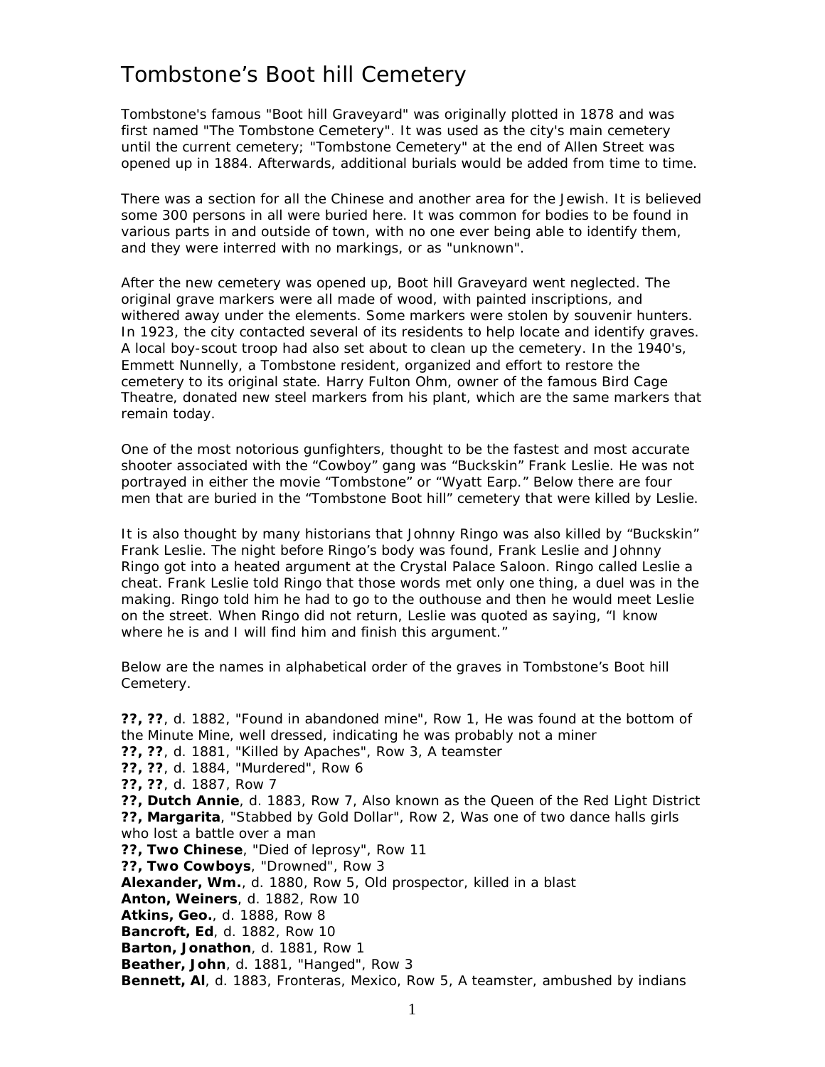# Tombstone's Boot hill Cemetery

Tombstone's famous "Boot hill Graveyard" was originally plotted in 1878 and was first named "The Tombstone Cemetery". It was used as the city's main cemetery until the current cemetery; "Tombstone Cemetery" at the end of Allen Street was opened up in 1884. Afterwards, additional burials would be added from time to time.

There was a section for all the Chinese and another area for the Jewish. It is believed some 300 persons in all were buried here. It was common for bodies to be found in various parts in and outside of town, with no one ever being able to identify them, and they were interred with no markings, or as "unknown".

After the new cemetery was opened up, Boot hill Graveyard went neglected. The original grave markers were all made of wood, with painted inscriptions, and withered away under the elements. Some markers were stolen by souvenir hunters. In 1923, the city contacted several of its residents to help locate and identify graves. A local boy-scout troop had also set about to clean up the cemetery. In the 1940's, Emmett Nunnelly, a Tombstone resident, organized and effort to restore the cemetery to its original state. Harry Fulton Ohm, owner of the famous Bird Cage Theatre, donated new steel markers from his plant, which are the same markers that remain today.

One of the most notorious gunfighters, thought to be the fastest and most accurate shooter associated with the "Cowboy" gang was "Buckskin" Frank Leslie. He was not portrayed in either the movie "Tombstone" or "Wyatt Earp." Below there are four men that are buried in the "Tombstone Boot hill" cemetery that were killed by Leslie.

It is also thought by many historians that Johnny Ringo was also killed by "Buckskin" Frank Leslie. The night before Ringo's body was found, Frank Leslie and Johnny Ringo got into a heated argument at the Crystal Palace Saloon. Ringo called Leslie a cheat. Frank Leslie told Ringo that those words met only one thing, a duel was in the making. Ringo told him he had to go to the outhouse and then he would meet Leslie on the street. When Ringo did not return, Leslie was quoted as saying, "I know where he is and I will find him and finish this argument."

Below are the names in alphabetical order of the graves in Tombstone's Boot hill Cemetery.

**??, ??**, d. 1882, "Found in abandoned mine", Row 1, He was found at the bottom of the Minute Mine, well dressed, indicating he was probably not a miner
**??, ??**, d. 1881, "Killed by Apaches", Row 3, A teamster
**??, ??**, d. 1884, "Murdered", Row 6
**??, ??**, d. 1887, Row 7
**??, Dutch Annie**, d. 1883, Row 7, Also known as the Queen of the Red Light District
**??, Margarita**, "Stabbed by Gold Dollar", Row 2, Was one of two dance halls girls who lost a battle over a man
**??, Two Chinese**, "Died of leprosy", Row 11
**??, Two Cowboys**, "Drowned", Row 3
**Alexander, Wm.**, d. 1880, Row 5, Old prospector, killed in a blast
**Anton, Weiners**, d. 1882, Row 10
**Atkins, Geo.**, d. 1888, Row 8
**Bancroft, Ed**, d. 1882, Row 10
**Barton, Jonathon**, d. 1881, Row 1
**Beather, John**, d. 1881, "Hanged", Row 3
**Bennett, Al**, d. 1883, Fronteras, Mexico, Row 5, A teamster, ambushed by indians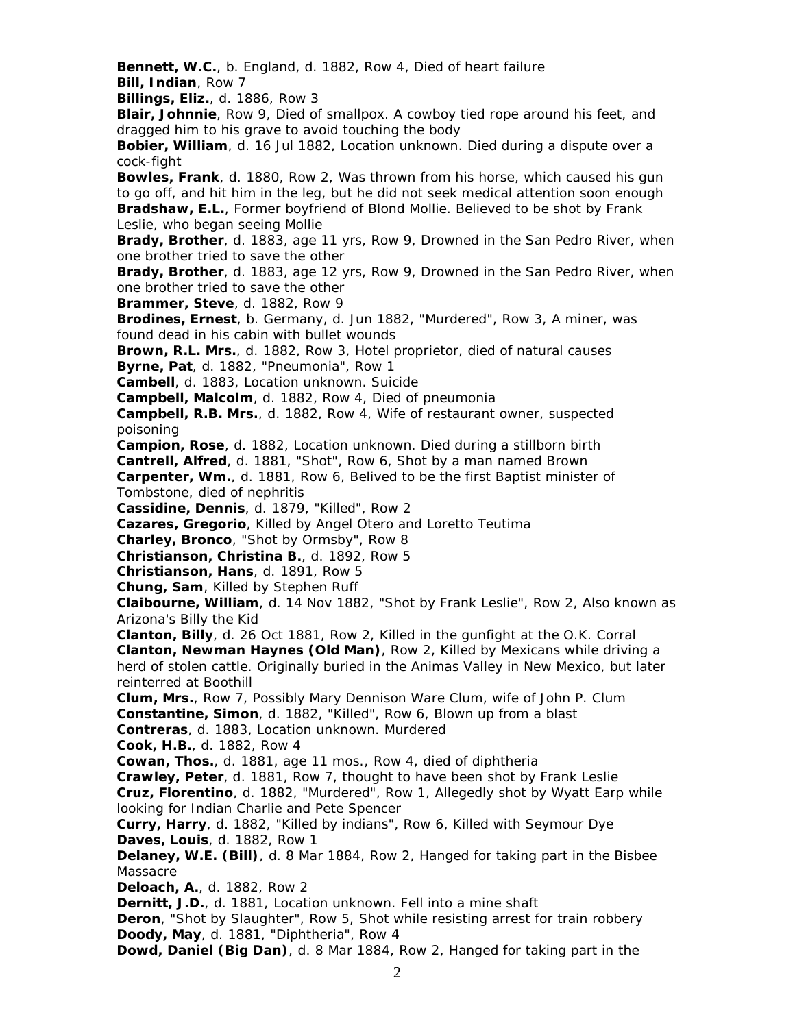**Bennett, W.C.**, b. England, d. 1882, Row 4, Died of heart failure
**Bill, Indian**, Row 7
**Billings, Eliz.**, d. 1886, Row 3
**Blair, Johnnie**, Row 9, Died of smallpox. A cowboy tied rope around his feet, and dragged him to his grave to avoid touching the body
**Bobier, William**, d. 16 Jul 1882, Location unknown. Died during a dispute over a cock-fight
**Bowles, Frank**, d. 1880, Row 2, Was thrown from his horse, which caused his gun to go off, and hit him in the leg, but he did not seek medical attention soon enough
**Bradshaw, E.L.**, Former boyfriend of Blond Mollie. Believed to be shot by Frank Leslie, who began seeing Mollie
**Brady, Brother**, d. 1883, age 11 yrs, Row 9, Drowned in the San Pedro River, when one brother tried to save the other
**Brady, Brother**, d. 1883, age 12 yrs, Row 9, Drowned in the San Pedro River, when one brother tried to save the other
**Brammer, Steve**, d. 1882, Row 9
**Brodines, Ernest**, b. Germany, d. Jun 1882, "Murdered", Row 3, A miner, was found dead in his cabin with bullet wounds
**Brown, R.L. Mrs.**, d. 1882, Row 3, Hotel proprietor, died of natural causes
**Byrne, Pat**, d. 1882, "Pneumonia", Row 1
**Cambell**, d. 1883, Location unknown. Suicide
**Campbell, Malcolm**, d. 1882, Row 4, Died of pneumonia
**Campbell, R.B. Mrs.**, d. 1882, Row 4, Wife of restaurant owner, suspected poisoning
**Campion, Rose**, d. 1882, Location unknown. Died during a stillborn birth
**Cantrell, Alfred**, d. 1881, "Shot", Row 6, Shot by a man named Brown
**Carpenter, Wm.**, d. 1881, Row 6, Belived to be the first Baptist minister of Tombstone, died of nephritis
**Cassidine, Dennis**, d. 1879, "Killed", Row 2
**Cazares, Gregorio**, Killed by Angel Otero and Loretto Teutima
**Charley, Bronco**, "Shot by Ormsby", Row 8
**Christianson, Christina B.**, d. 1892, Row 5
**Christianson, Hans**, d. 1891, Row 5
**Chung, Sam**, Killed by Stephen Ruff
**Claibourne, William**, d. 14 Nov 1882, "Shot by Frank Leslie", Row 2, Also known as Arizona's Billy the Kid
**Clanton, Billy**, d. 26 Oct 1881, Row 2, Killed in the gunfight at the O.K. Corral
**Clanton, Newman Haynes (Old Man)**, Row 2, Killed by Mexicans while driving a herd of stolen cattle. Originally buried in the Animas Valley in New Mexico, but later reinterred at Boothill
**Clum, Mrs.**, Row 7, Possibly Mary Dennison Ware Clum, wife of John P. Clum
**Constantine, Simon**, d. 1882, "Killed", Row 6, Blown up from a blast
**Contreras**, d. 1883, Location unknown. Murdered
**Cook, H.B.**, d. 1882, Row 4
**Cowan, Thos.**, d. 1881, age 11 mos., Row 4, died of diphtheria
**Crawley, Peter**, d. 1881, Row 7, thought to have been shot by Frank Leslie
**Cruz, Florentino**, d. 1882, "Murdered", Row 1, Allegedly shot by Wyatt Earp while looking for Indian Charlie and Pete Spencer
**Curry, Harry**, d. 1882, "Killed by indians", Row 6, Killed with Seymour Dye
**Daves, Louis**, d. 1882, Row 1
**Delaney, W.E. (Bill)**, d. 8 Mar 1884, Row 2, Hanged for taking part in the Bisbee Massacre
**Deloach, A.**, d. 1882, Row 2
**Dernitt, J.D.**, d. 1881, Location unknown. Fell into a mine shaft
**Deron**, "Shot by Slaughter", Row 5, Shot while resisting arrest for train robbery
**Doody, May**, d. 1881, "Diphtheria", Row 4
**Dowd, Daniel (Big Dan)**, d. 8 Mar 1884, Row 2, Hanged for taking part in the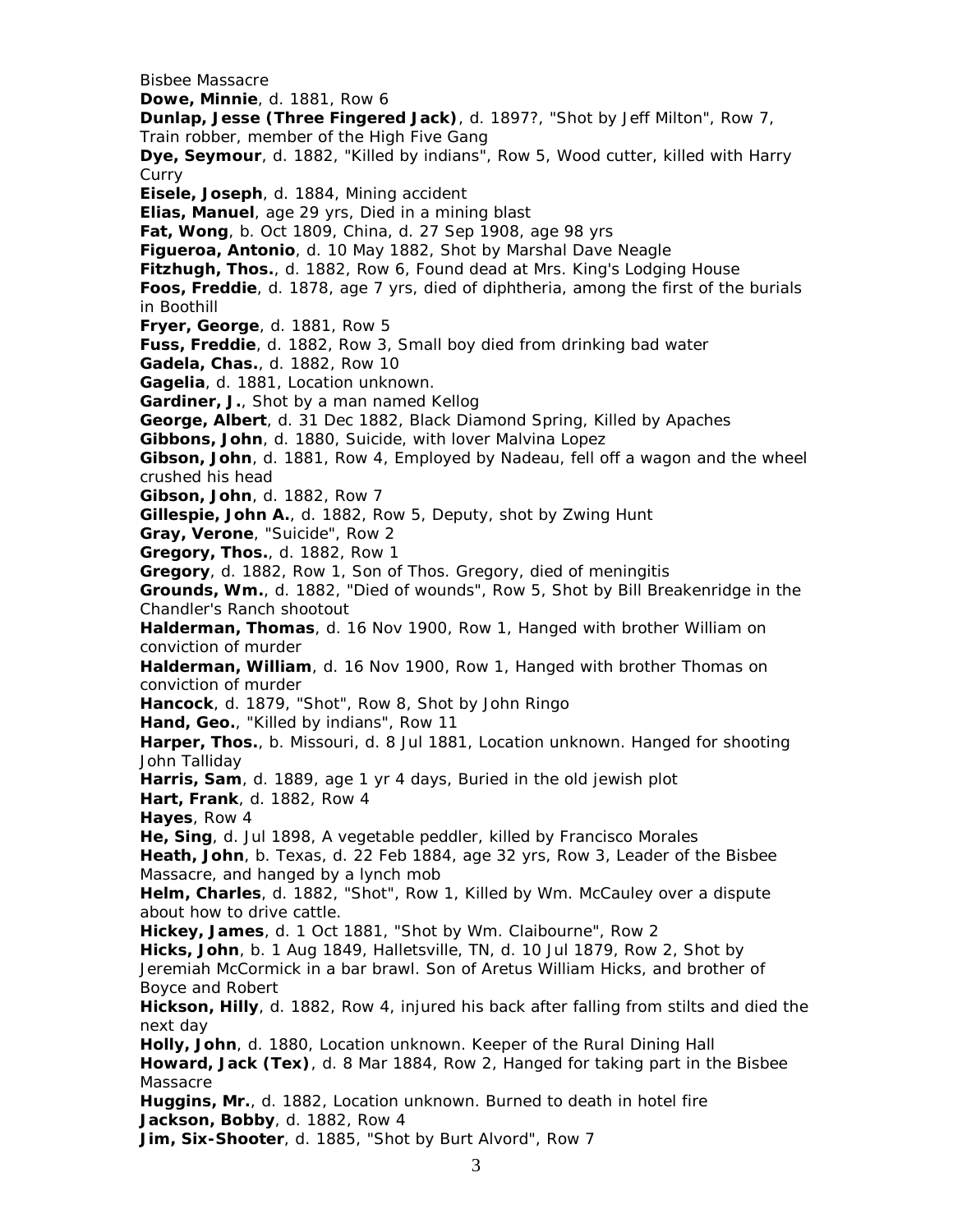Bisbee Massacre

**Dowe, Minnie**, d. 1881, Row 6

**Dunlap, Jesse (Three Fingered Jack)**, d. 1897?, "Shot by Jeff Milton", Row 7, Train robber, member of the High Five Gang

**Dye, Seymour**, d. 1882, "Killed by indians", Row 5, Wood cutter, killed with Harry Curry

**Eisele, Joseph**, d. 1884, Mining accident

**Elias, Manuel**, age 29 yrs, Died in a mining blast

**Fat, Wong**, b. Oct 1809, China, d. 27 Sep 1908, age 98 yrs

**Figueroa, Antonio**, d. 10 May 1882, Shot by Marshal Dave Neagle

**Fitzhugh, Thos.**, d. 1882, Row 6, Found dead at Mrs. King's Lodging House

**Foos, Freddie**, d. 1878, age 7 yrs, died of diphtheria, among the first of the burials in Boothill

**Fryer, George**, d. 1881, Row 5

**Fuss, Freddie**, d. 1882, Row 3, Small boy died from drinking bad water

**Gadela, Chas.**, d. 1882, Row 10

**Gagelia**, d. 1881, Location unknown.

**Gardiner, J.**, Shot by a man named Kellog

**George, Albert**, d. 31 Dec 1882, Black Diamond Spring, Killed by Apaches

**Gibbons, John**, d. 1880, Suicide, with lover Malvina Lopez

**Gibson, John**, d. 1881, Row 4, Employed by Nadeau, fell off a wagon and the wheel crushed his head

**Gibson, John**, d. 1882, Row 7

**Gillespie, John A.**, d. 1882, Row 5, Deputy, shot by Zwing Hunt

**Gray, Verone**, "Suicide", Row 2

**Gregory, Thos.**, d. 1882, Row 1

**Gregory**, d. 1882, Row 1, Son of Thos. Gregory, died of meningitis

**Grounds, Wm.**, d. 1882, "Died of wounds", Row 5, Shot by Bill Breakenridge in the Chandler's Ranch shootout

**Halderman, Thomas**, d. 16 Nov 1900, Row 1, Hanged with brother William on conviction of murder

**Halderman, William**, d. 16 Nov 1900, Row 1, Hanged with brother Thomas on conviction of murder

**Hancock**, d. 1879, "Shot", Row 8, Shot by John Ringo

**Hand, Geo.**, "Killed by indians", Row 11

**Harper, Thos.**, b. Missouri, d. 8 Jul 1881, Location unknown. Hanged for shooting John Talliday

**Harris, Sam**, d. 1889, age 1 yr 4 days, Buried in the old jewish plot

**Hart, Frank**, d. 1882, Row 4

**Hayes**, Row 4

**He, Sing**, d. Jul 1898, A vegetable peddler, killed by Francisco Morales

**Heath, John**, b. Texas, d. 22 Feb 1884, age 32 yrs, Row 3, Leader of the Bisbee Massacre, and hanged by a lynch mob

**Helm, Charles**, d. 1882, "Shot", Row 1, Killed by Wm. McCauley over a dispute about how to drive cattle.

**Hickey, James**, d. 1 Oct 1881, "Shot by Wm. Claibourne", Row 2

**Hicks, John**, b. 1 Aug 1849, Halletsville, TN, d. 10 Jul 1879, Row 2, Shot by Jeremiah McCormick in a bar brawl. Son of Aretus William Hicks, and brother of Boyce and Robert

**Hickson, Hilly**, d. 1882, Row 4, injured his back after falling from stilts and died the next day

**Holly, John**, d. 1880, Location unknown. Keeper of the Rural Dining Hall

**Howard, Jack (Tex)**, d. 8 Mar 1884, Row 2, Hanged for taking part in the Bisbee Massacre

**Huggins, Mr.**, d. 1882, Location unknown. Burned to death in hotel fire

**Jackson, Bobby**, d. 1882, Row 4

**Jim, Six-Shooter**, d. 1885, "Shot by Burt Alvord", Row 7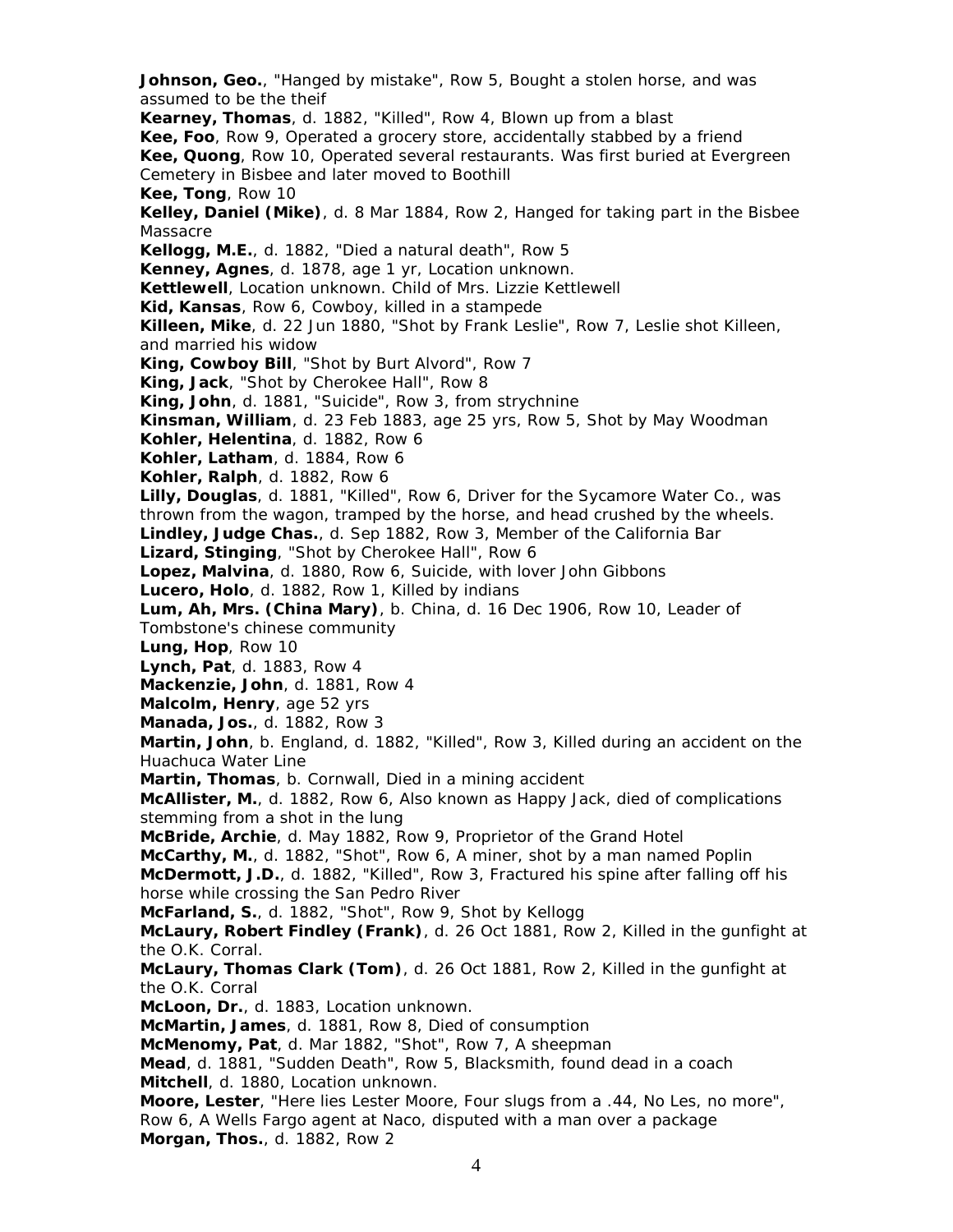**Johnson, Geo.**, "Hanged by mistake", Row 5, Bought a stolen horse, and was assumed to be the theif

**Kearney, Thomas**, d. 1882, "Killed", Row 4, Blown up from a blast

**Kee, Foo**, Row 9, Operated a grocery store, accidentally stabbed by a friend

**Kee, Quong**, Row 10, Operated several restaurants. Was first buried at Evergreen Cemetery in Bisbee and later moved to Boothill

**Kee, Tong**, Row 10

**Kelley, Daniel (Mike)**, d. 8 Mar 1884, Row 2, Hanged for taking part in the Bisbee Massacre

**Kellogg, M.E.**, d. 1882, "Died a natural death", Row 5

**Kenney, Agnes**, d. 1878, age 1 yr, Location unknown.

**Kettlewell**, Location unknown. Child of Mrs. Lizzie Kettlewell

**Kid, Kansas**, Row 6, Cowboy, killed in a stampede

**Killeen, Mike**, d. 22 Jun 1880, "Shot by Frank Leslie", Row 7, Leslie shot Killeen, and married his widow

**King, Cowboy Bill**, "Shot by Burt Alvord", Row 7

**King, Jack**, "Shot by Cherokee Hall", Row 8

**King, John**, d. 1881, "Suicide", Row 3, from strychnine

**Kinsman, William**, d. 23 Feb 1883, age 25 yrs, Row 5, Shot by May Woodman

**Kohler, Helentina**, d. 1882, Row 6

**Kohler, Latham**, d. 1884, Row 6

**Kohler, Ralph**, d. 1882, Row 6

**Lilly, Douglas**, d. 1881, "Killed", Row 6, Driver for the Sycamore Water Co., was thrown from the wagon, tramped by the horse, and head crushed by the wheels.

**Lindley, Judge Chas.**, d. Sep 1882, Row 3, Member of the California Bar

**Lizard, Stinging**, "Shot by Cherokee Hall", Row 6

**Lopez, Malvina**, d. 1880, Row 6, Suicide, with lover John Gibbons

**Lucero, Holo**, d. 1882, Row 1, Killed by indians

**Lum, Ah, Mrs. (China Mary)**, b. China, d. 16 Dec 1906, Row 10, Leader of Tombstone's chinese community

**Lung, Hop**, Row 10

**Lynch, Pat**, d. 1883, Row 4

**Mackenzie, John**, d. 1881, Row 4

**Malcolm, Henry**, age 52 yrs

**Manada, Jos.**, d. 1882, Row 3

**Martin, John**, b. England, d. 1882, "Killed", Row 3, Killed during an accident on the Huachuca Water Line

**Martin, Thomas**, b. Cornwall, Died in a mining accident

**McAllister, M.**, d. 1882, Row 6, Also known as Happy Jack, died of complications stemming from a shot in the lung

**McBride, Archie**, d. May 1882, Row 9, Proprietor of the Grand Hotel

**McCarthy, M.**, d. 1882, "Shot", Row 6, A miner, shot by a man named Poplin

**McDermott, J.D.**, d. 1882, "Killed", Row 3, Fractured his spine after falling off his horse while crossing the San Pedro River

**McFarland, S.**, d. 1882, "Shot", Row 9, Shot by Kellogg

**McLaury, Robert Findley (Frank)**, d. 26 Oct 1881, Row 2, Killed in the gunfight at the O.K. Corral.

**McLaury, Thomas Clark (Tom)**, d. 26 Oct 1881, Row 2, Killed in the gunfight at the O.K. Corral

**McLoon, Dr.**, d. 1883, Location unknown.

**McMartin, James**, d. 1881, Row 8, Died of consumption

**McMenomy, Pat**, d. Mar 1882, "Shot", Row 7, A sheepman

**Mead**, d. 1881, "Sudden Death", Row 5, Blacksmith, found dead in a coach

**Mitchell**, d. 1880, Location unknown.

**Moore, Lester**, "Here lies Lester Moore, Four slugs from a .44, No Les, no more", Row 6, A Wells Fargo agent at Naco, disputed with a man over a package

**Morgan, Thos.**, d. 1882, Row 2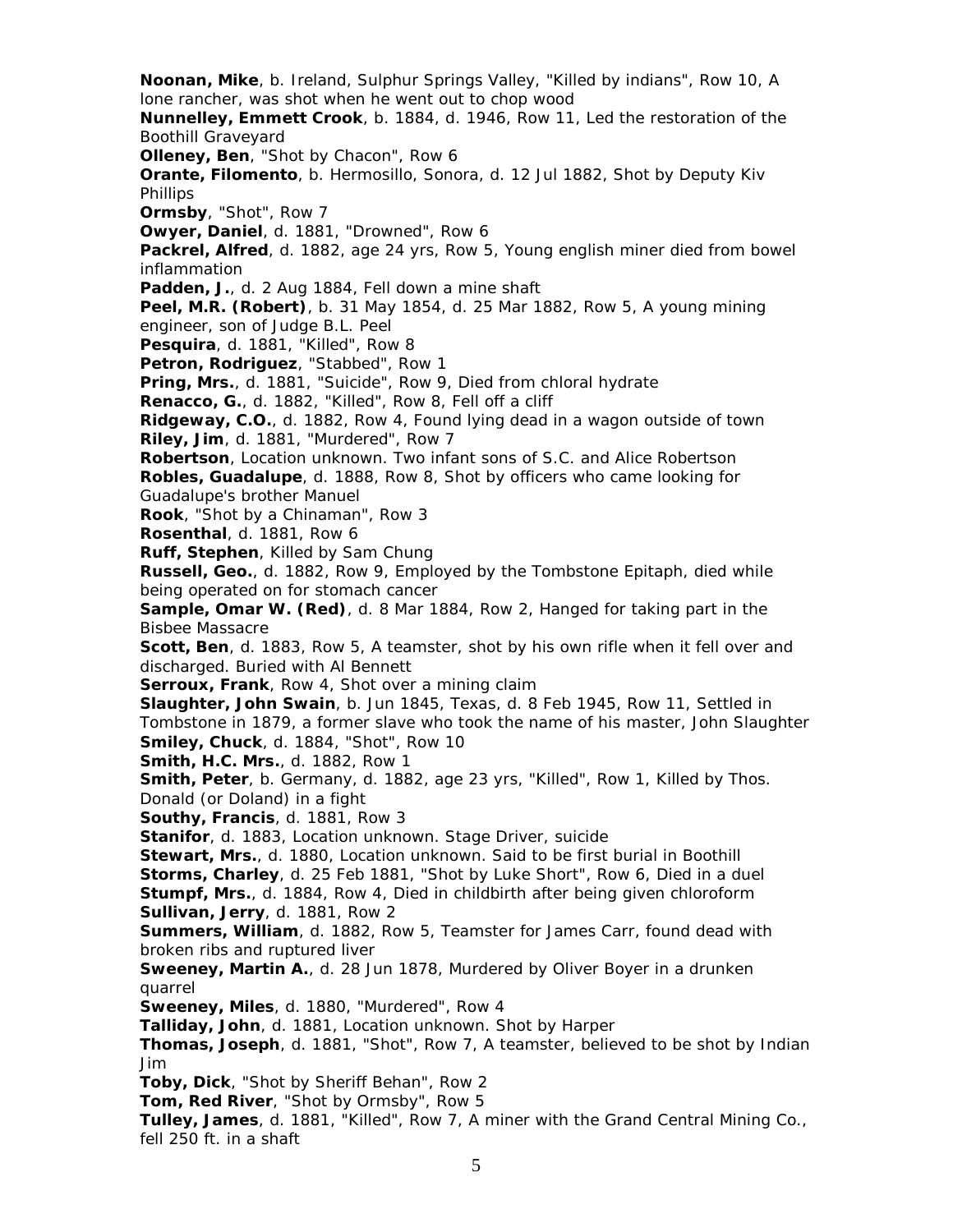**Noonan, Mike**, b. Ireland, Sulphur Springs Valley, "Killed by indians", Row 10, A lone rancher, was shot when he went out to chop wood

**Nunnelley, Emmett Crook**, b. 1884, d. 1946, Row 11, Led the restoration of the Boothill Graveyard

**Olleney, Ben**, "Shot by Chacon", Row 6

**Orante, Filomento**, b. Hermosillo, Sonora, d. 12 Jul 1882, Shot by Deputy Kiv Phillips

**Ormsby**, "Shot", Row 7

**Owyer, Daniel**, d. 1881, "Drowned", Row 6

**Packrel, Alfred**, d. 1882, age 24 yrs, Row 5, Young english miner died from bowel inflammation

**Padden, J.**, d. 2 Aug 1884, Fell down a mine shaft

**Peel, M.R. (Robert)**, b. 31 May 1854, d. 25 Mar 1882, Row 5, A young mining engineer, son of Judge B.L. Peel

**Pesquira**, d. 1881, "Killed", Row 8

**Petron, Rodriguez**, "Stabbed", Row 1

**Pring, Mrs.**, d. 1881, "Suicide", Row 9, Died from chloral hydrate

**Renacco, G.**, d. 1882, "Killed", Row 8, Fell off a cliff

**Ridgeway, C.O.**, d. 1882, Row 4, Found lying dead in a wagon outside of town

**Riley, Jim**, d. 1881, "Murdered", Row 7

**Robertson**, Location unknown. Two infant sons of S.C. and Alice Robertson

**Robles, Guadalupe**, d. 1888, Row 8, Shot by officers who came looking for Guadalupe's brother Manuel

**Rook**, "Shot by a Chinaman", Row 3

**Rosenthal**, d. 1881, Row 6

**Ruff, Stephen**, Killed by Sam Chung

**Russell, Geo.**, d. 1882, Row 9, Employed by the Tombstone Epitaph, died while being operated on for stomach cancer

**Sample, Omar W. (Red)**, d. 8 Mar 1884, Row 2, Hanged for taking part in the Bisbee Massacre

**Scott, Ben**, d. 1883, Row 5, A teamster, shot by his own rifle when it fell over and discharged. Buried with Al Bennett

**Serroux, Frank**, Row 4, Shot over a mining claim

**Slaughter, John Swain**, b. Jun 1845, Texas, d. 8 Feb 1945, Row 11, Settled in Tombstone in 1879, a former slave who took the name of his master, John Slaughter

**Smiley, Chuck**, d. 1884, "Shot", Row 10

**Smith, H.C. Mrs.**, d. 1882, Row 1

**Smith, Peter**, b. Germany, d. 1882, age 23 yrs, "Killed", Row 1, Killed by Thos. Donald (or Doland) in a fight

**Southy, Francis**, d. 1881, Row 3

**Stanifor**, d. 1883, Location unknown. Stage Driver, suicide

**Stewart, Mrs.**, d. 1880, Location unknown. Said to be first burial in Boothill

**Storms, Charley**, d. 25 Feb 1881, "Shot by Luke Short", Row 6, Died in a duel

**Stumpf, Mrs.**, d. 1884, Row 4, Died in childbirth after being given chloroform

**Sullivan, Jerry**, d. 1881, Row 2

**Summers, William**, d. 1882, Row 5, Teamster for James Carr, found dead with broken ribs and ruptured liver

**Sweeney, Martin A.**, d. 28 Jun 1878, Murdered by Oliver Boyer in a drunken quarrel

**Sweeney, Miles**, d. 1880, "Murdered", Row 4

**Talliday, John**, d. 1881, Location unknown. Shot by Harper

**Thomas, Joseph**, d. 1881, "Shot", Row 7, A teamster, believed to be shot by Indian Jim

**Toby, Dick**, "Shot by Sheriff Behan", Row 2

**Tom, Red River**, "Shot by Ormsby", Row 5

**Tulley, James**, d. 1881, "Killed", Row 7, A miner with the Grand Central Mining Co., fell 250 ft. in a shaft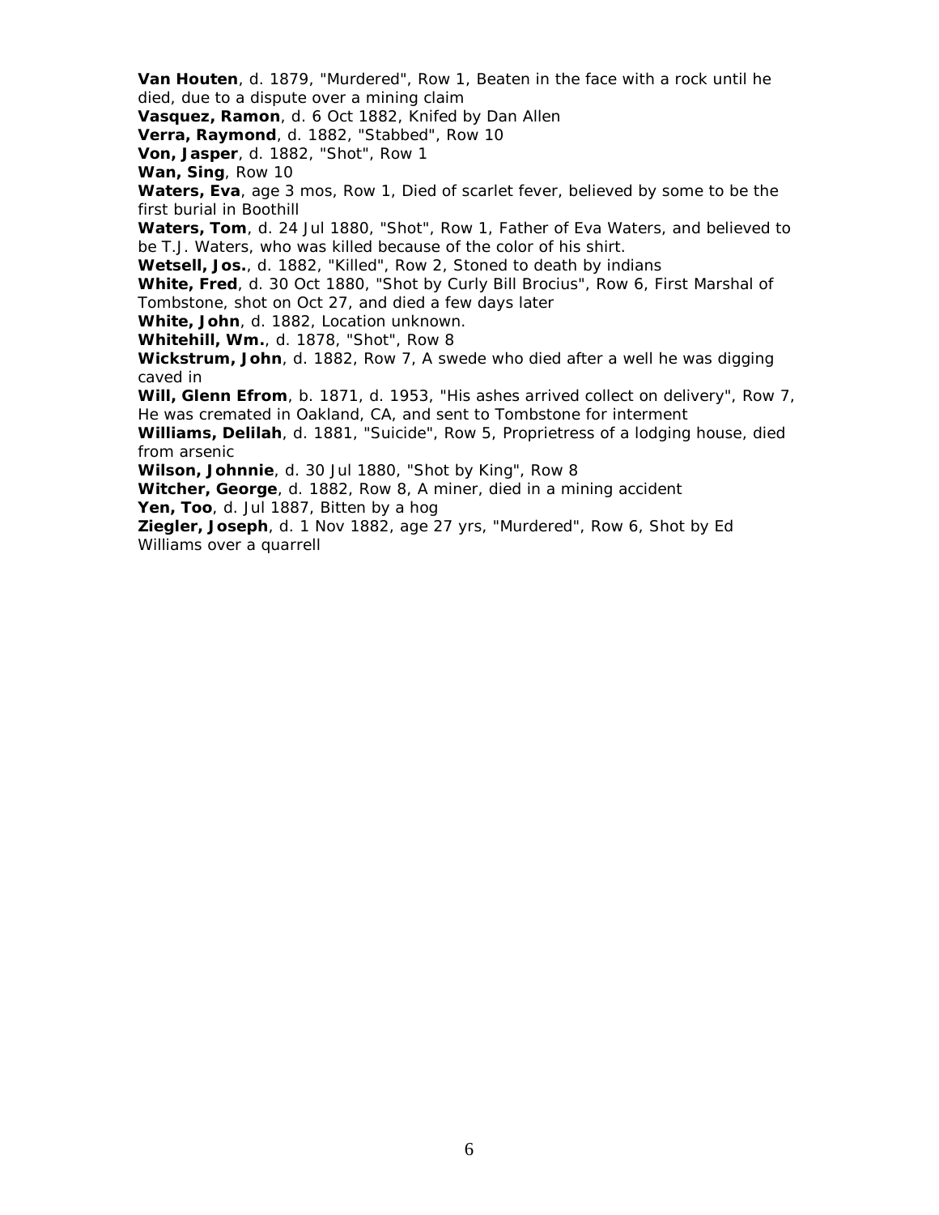**Van Houten**, d. 1879, "Murdered", Row 1, Beaten in the face with a rock until he died, due to a dispute over a mining claim

**Vasquez, Ramon**, d. 6 Oct 1882, Knifed by Dan Allen

**Verra, Raymond**, d. 1882, "Stabbed", Row 10

**Von, Jasper**, d. 1882, "Shot", Row 1

**Wan, Sing**, Row 10

**Waters, Eva**, age 3 mos, Row 1, Died of scarlet fever, believed by some to be the first burial in Boothill

**Waters, Tom**, d. 24 Jul 1880, "Shot", Row 1, Father of Eva Waters, and believed to be T.J. Waters, who was killed because of the color of his shirt.

**Wetsell, Jos.**, d. 1882, "Killed", Row 2, Stoned to death by indians

**White, Fred**, d. 30 Oct 1880, "Shot by Curly Bill Brocius", Row 6, First Marshal of Tombstone, shot on Oct 27, and died a few days later

**White, John**, d. 1882, Location unknown.

**Whitehill, Wm.**, d. 1878, "Shot", Row 8

**Wickstrum, John**, d. 1882, Row 7, A swede who died after a well he was digging caved in

**Will, Glenn Efrom**, b. 1871, d. 1953, "His ashes arrived collect on delivery", Row 7, He was cremated in Oakland, CA, and sent to Tombstone for interment

**Williams, Delilah**, d. 1881, "Suicide", Row 5, Proprietress of a lodging house, died from arsenic

**Wilson, Johnnie**, d. 30 Jul 1880, "Shot by King", Row 8

**Witcher, George**, d. 1882, Row 8, A miner, died in a mining accident

**Yen, Too**, d. Jul 1887, Bitten by a hog

**Ziegler, Joseph**, d. 1 Nov 1882, age 27 yrs, "Murdered", Row 6, Shot by Ed Williams over a quarrell